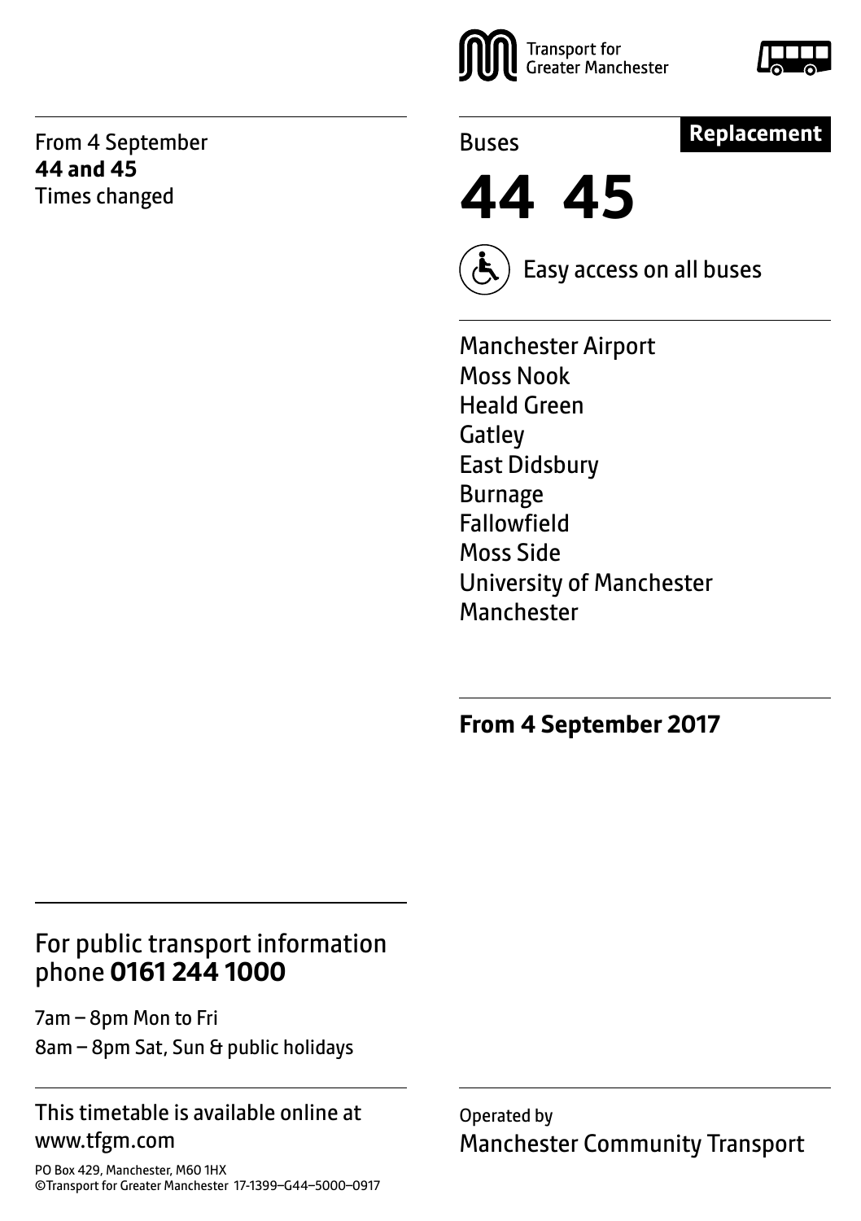Transport for Greater Manchester

From 4 September
**44 and 45**
Times changed

Buses

**Replacement**

# 44 45

Easy access on all buses

Manchester Airport
Moss Nook
Heald Green
Gatley
East Didsbury
Burnage
Fallowfield
Moss Side
University of Manchester
Manchester

**From 4 September 2017**

## For public transport information phone **0161 244 1000**

7am – 8pm Mon to Fri
8am – 8pm Sat, Sun & public holidays

This timetable is available online at www.tfgm.com

PO Box 429, Manchester, M60 1HX
©Transport for Greater Manchester 17-1399–G44–5000–0917

Operated by
Manchester Community Transport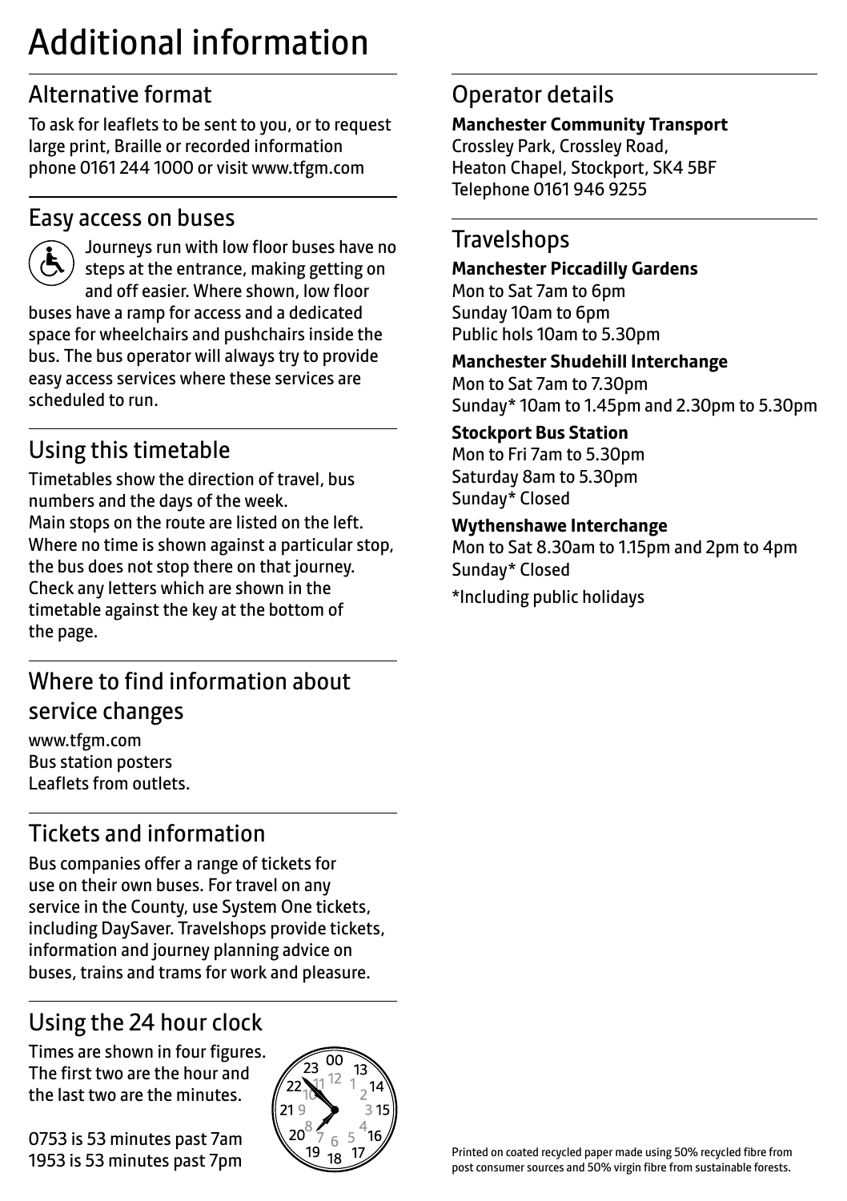# Additional information

## Alternative format

To ask for leaflets to be sent to you, or to request large print, Braille or recorded information phone 0161 244 1000 or visit www.tfgm.com

## Easy access on buses

Journeys run with low floor buses have no steps at the entrance, making getting on and off easier. Where shown, low floor buses have a ramp for access and a dedicated space for wheelchairs and pushchairs inside the bus. The bus operator will always try to provide easy access services where these services are scheduled to run.

## Using this timetable

Timetables show the direction of travel, bus numbers and the days of the week.
Main stops on the route are listed on the left. Where no time is shown against a particular stop, the bus does not stop there on that journey. Check any letters which are shown in the timetable against the key at the bottom of the page.

## Where to find information about service changes

www.tfgm.com
Bus station posters
Leaflets from outlets.

## Tickets and information

Bus companies offer a range of tickets for use on their own buses. For travel on any service in the County, use System One tickets, including DaySaver. Travelshops provide tickets, information and journey planning advice on buses, trains and trams for work and pleasure.

## Using the 24 hour clock

Times are shown in four figures. The first two are the hour and the last two are the minutes.

0753 is 53 minutes past 7am
1953 is 53 minutes past 7pm

## Operator details

**Manchester Community Transport**
Crossley Park, Crossley Road,
Heaton Chapel, Stockport, SK4 5BF
Telephone 0161 946 9255

## Travelshops

**Manchester Piccadilly Gardens**
Mon to Sat 7am to 6pm
Sunday 10am to 6pm
Public hols 10am to 5.30pm

**Manchester Shudehill Interchange**
Mon to Sat 7am to 7.30pm
Sunday* 10am to 1.45pm and 2.30pm to 5.30pm

**Stockport Bus Station**
Mon to Fri 7am to 5.30pm
Saturday 8am to 5.30pm
Sunday* Closed

**Wythenshawe Interchange**
Mon to Sat 8.30am to 1.15pm and 2pm to 4pm
Sunday* Closed

*Including public holidays

Printed on coated recycled paper made using 50% recycled fibre from post consumer sources and 50% virgin fibre from sustainable forests.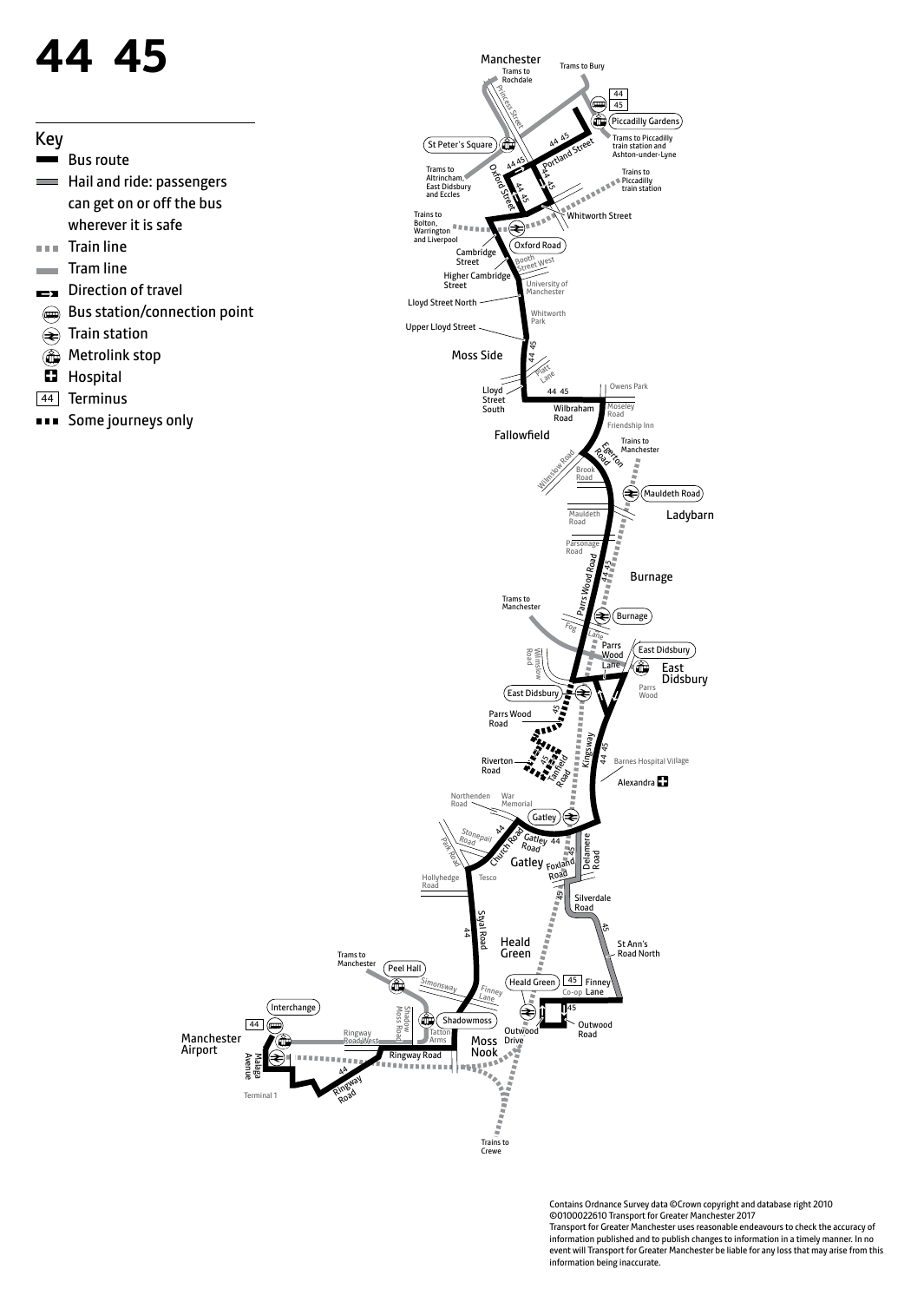# 44 45

## Key

- Bus route
- Hail and ride: passengers can get on or off the bus wherever it is safe
- Train line
- Tram line
- Direction of travel
- Bus station/connection point
- Train station
- Metrolink stop
- Hospital
- 44 Terminus
- Some journeys only

Manchester

Trams to Rochdale

Trams to Bury

Princess Street

44 45

Piccadilly Gardens

Trams to Piccadilly train station and Ashton-under-Lyne

St Peter's Square

Portland Street

Trains to Piccadilly train station

Trams to Altrincham, East Didsbury and Eccles

Oxford Street

Whitworth Street

Trains to Bolton, Warrington and Liverpool

Oxford Road

Cambridge Street

Booth Street West

Higher Cambridge Street

University of Manchester

Lloyd Street North

Whitworth Park

Upper Lloyd Street

Moss Side

Platt Lane

Lloyd Street South

Wilbraham Road

Owens Park

Moseley Road

Friendship Inn

Fallowfield

Egerton Road

Trains to Manchester

Wilmslow Road

Brook Road

Mauldeth Road

Mauldeth Road

Ladybarn

Parsonage Road

Parrs Wood Road

Burnage

Trams to Manchester

Burnage

Fog Lane

Wilmslow Road

Parrs Wood Lane

East Didsbury

East Didsbury

Parrs Wood

East Didsbury

Parrs Wood Road

Riverton Road

Tanfield Road

Kingsway

Barnes Hospital Village

Alexandra

Northenden Road

War Memorial

Gatley

Stonepail Road

Park Road

Church Road

Gatley Road

Gatley

Foxland Road

Delamere Road

Hollyhedge Road

Tesco

Silverdale Road

Styal Road

Heald Green

St Ann's Road North

Trams to Manchester

Peel Hall

Simonsway

Finney Lane

Heald Green

Co-op

Finney Lane

Interchange

Shadow Moss Road

Shadowmoss

Outwood Road

Manchester Airport

Malaga Avenue

Ringway Road West

Tatton Arms

Moss Nook

Outwood Drive

Ringway Road

Terminal 1

Ringway Road

Trains to Crewe

Contains Ordnance Survey data ©Crown copyright and database right 2010 ©0100022610 Transport for Greater Manchester 2017

Transport for Greater Manchester uses reasonable endeavours to check the accuracy of information published and to publish changes to information in a timely manner. In no event will Transport for Greater Manchester be liable for any loss that may arise from this information being inaccurate.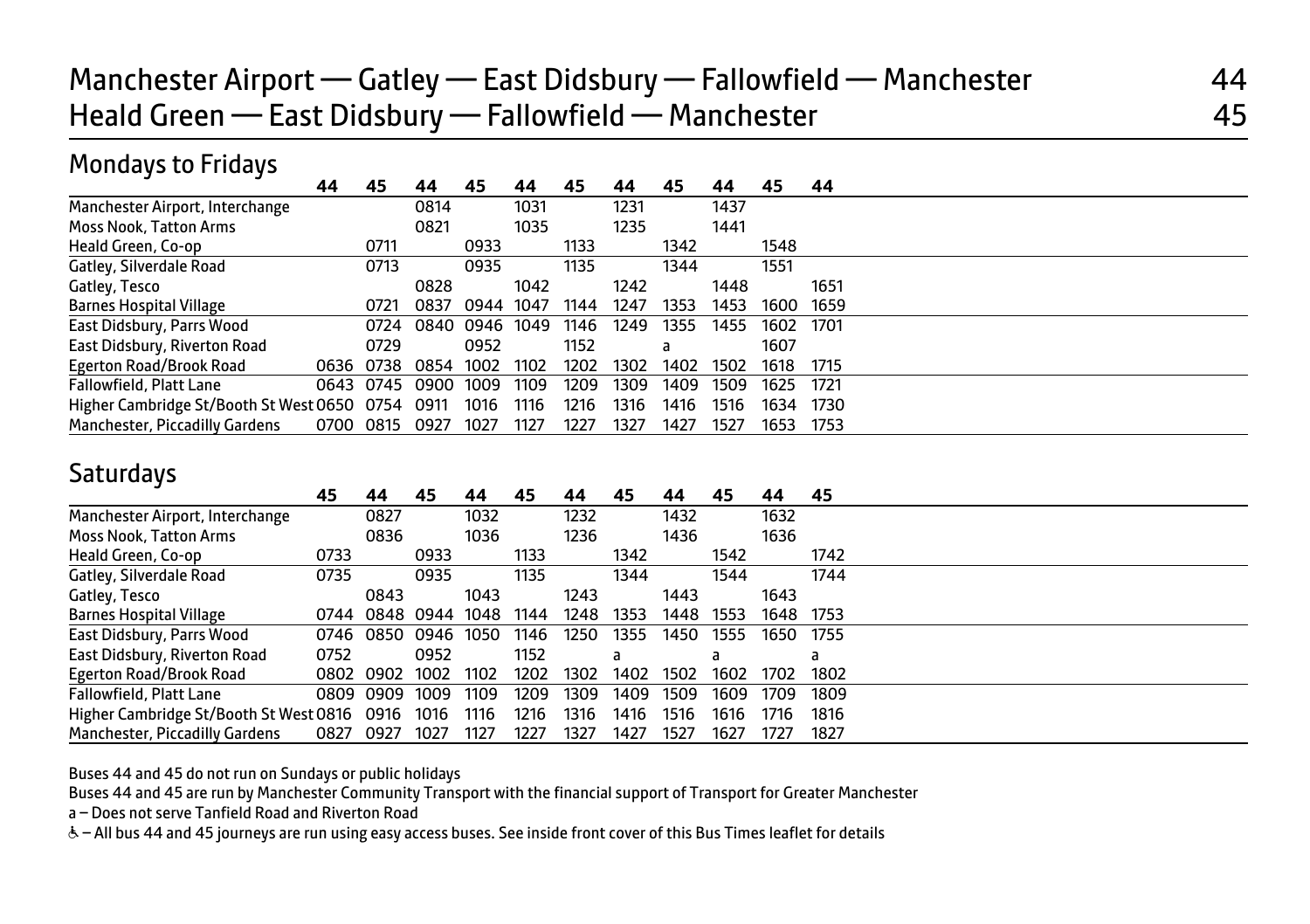# Manchester Airport — Gatley — East Didsbury — Fallowfield — Manchester 44

# Heald Green — East Didsbury — Fallowfield — Manchester 45

## Mondays to Fridays

| | 44 | 45 | 44 | 45 | 44 | 45 | 44 | 45 | 44 | 45 | 44 |
|---|---|---|---|---|---|---|---|---|---|---|---|
| Manchester Airport, Interchange | | | 0814 | | 1031 | | 1231 | | 1437 | | |
| Moss Nook, Tatton Arms | | | 0821 | | 1035 | | 1235 | | 1441 | | |
| Heald Green, Co-op | | 0711 | | 0933 | | 1133 | | 1342 | | 1548 | |
| Gatley, Silverdale Road | | 0713 | | 0935 | | 1135 | | 1344 | | 1551 | |
| Gatley, Tesco | | | 0828 | | 1042 | | 1242 | | 1448 | | 1651 |
| Barnes Hospital Village | | 0721 | 0837 | 0944 | 1047 | 1144 | 1247 | 1353 | 1453 | 1600 | 1659 |
| East Didsbury, Parrs Wood | | 0724 | 0840 | 0946 | 1049 | 1146 | 1249 | 1355 | 1455 | 1602 | 1701 |
| East Didsbury, Riverton Road | | 0729 | | 0952 | | 1152 | | a | | 1607 | |
| Egerton Road/Brook Road | 0636 | 0738 | 0854 | 1002 | 1102 | 1202 | 1302 | 1402 | 1502 | 1618 | 1715 |
| Fallowfield, Platt Lane | 0643 | 0745 | 0900 | 1009 | 1109 | 1209 | 1309 | 1409 | 1509 | 1625 | 1721 |
| Higher Cambridge St/Booth St West | 0650 | 0754 | 0911 | 1016 | 1116 | 1216 | 1316 | 1416 | 1516 | 1634 | 1730 |
| Manchester, Piccadilly Gardens | 0700 | 0815 | 0927 | 1027 | 1127 | 1227 | 1327 | 1427 | 1527 | 1653 | 1753 |

## Saturdays

| | 45 | 44 | 45 | 44 | 45 | 44 | 45 | 44 | 45 | 44 | 45 |
|---|---|---|---|---|---|---|---|---|---|---|---|
| Manchester Airport, Interchange | | 0827 | | 1032 | | 1232 | | 1432 | | 1632 | |
| Moss Nook, Tatton Arms | | 0836 | | 1036 | | 1236 | | 1436 | | 1636 | |
| Heald Green, Co-op | 0733 | | 0933 | | 1133 | | 1342 | | 1542 | | 1742 |
| Gatley, Silverdale Road | 0735 | | 0935 | | 1135 | | 1344 | | 1544 | | 1744 |
| Gatley, Tesco | | 0843 | | 1043 | | 1243 | | 1443 | | 1643 | |
| Barnes Hospital Village | 0744 | 0848 | 0944 | 1048 | 1144 | 1248 | 1353 | 1448 | 1553 | 1648 | 1753 |
| East Didsbury, Parrs Wood | 0746 | 0850 | 0946 | 1050 | 1146 | 1250 | 1355 | 1450 | 1555 | 1650 | 1755 |
| East Didsbury, Riverton Road | 0752 | | 0952 | | 1152 | | a | | a | | a |
| Egerton Road/Brook Road | 0802 | 0902 | 1002 | 1102 | 1202 | 1302 | 1402 | 1502 | 1602 | 1702 | 1802 |
| Fallowfield, Platt Lane | 0809 | 0909 | 1009 | 1109 | 1209 | 1309 | 1409 | 1509 | 1609 | 1709 | 1809 |
| Higher Cambridge St/Booth St West | 0816 | 0916 | 1016 | 1116 | 1216 | 1316 | 1416 | 1516 | 1616 | 1716 | 1816 |
| Manchester, Piccadilly Gardens | 0827 | 0927 | 1027 | 1127 | 1227 | 1327 | 1427 | 1527 | 1627 | 1727 | 1827 |

Buses 44 and 45 do not run on Sundays or public holidays

Buses 44 and 45 are run by Manchester Community Transport with the financial support of Transport for Greater Manchester

a – Does not serve Tanfield Road and Riverton Road

♿ – All bus 44 and 45 journeys are run using easy access buses. See inside front cover of this Bus Times leaflet for details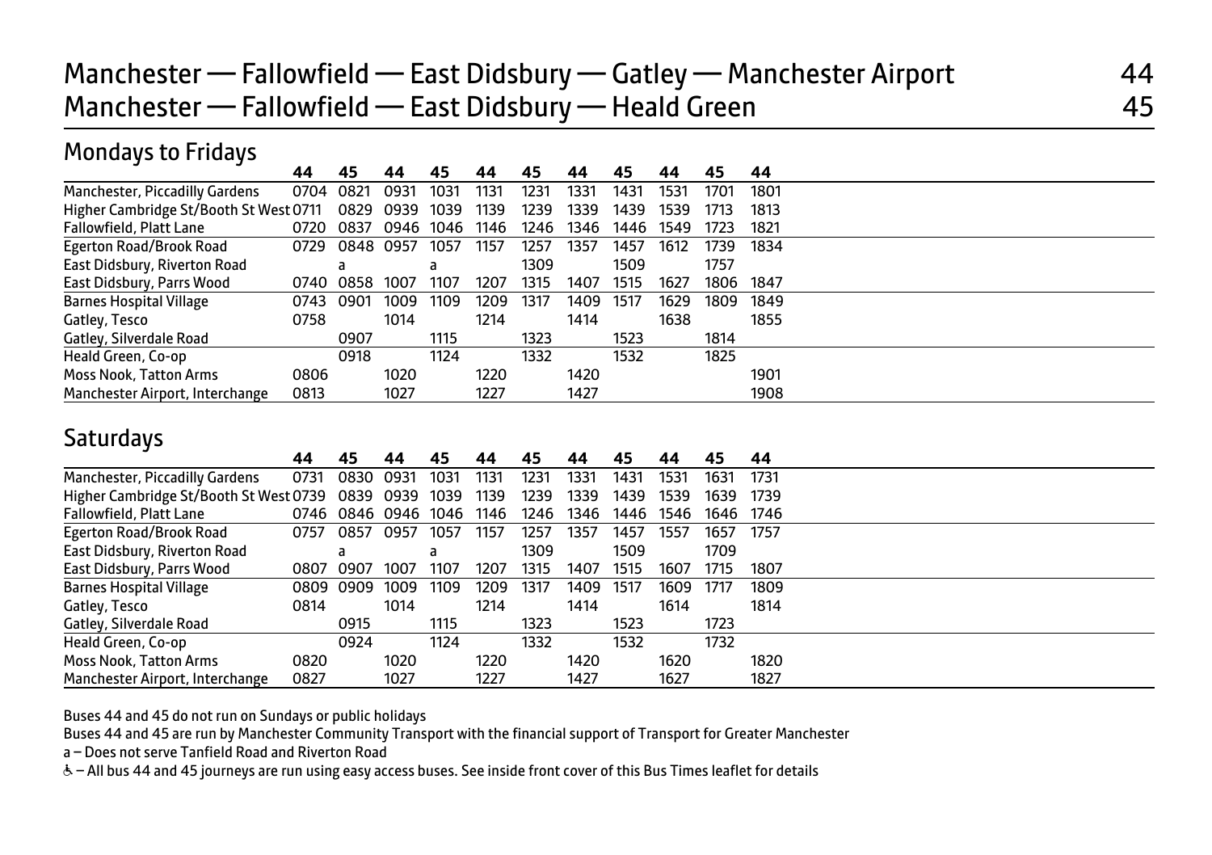# Manchester — Fallowfield — East Didsbury — Gatley — Manchester Airport 44
# Manchester — Fallowfield — East Didsbury — Heald Green 45

## Mondays to Fridays

| | 44 | 45 | 44 | 45 | 44 | 45 | 44 | 45 | 44 | 45 | 44 |
|---|---|---|---|---|---|---|---|---|---|---|---|
| Manchester, Piccadilly Gardens | 0704 | 0821 | 0931 | 1031 | 1131 | 1231 | 1331 | 1431 | 1531 | 1701 | 1801 |
| Higher Cambridge St/Booth St West | 0711 | 0829 | 0939 | 1039 | 1139 | 1239 | 1339 | 1439 | 1539 | 1713 | 1813 |
| Fallowfield, Platt Lane | 0720 | 0837 | 0946 | 1046 | 1146 | 1246 | 1346 | 1446 | 1549 | 1723 | 1821 |
| Egerton Road/Brook Road | 0729 | 0848 | 0957 | 1057 | 1157 | 1257 | 1357 | 1457 | 1612 | 1739 | 1834 |
| East Didsbury, Riverton Road | | a | | a | | 1309 | | 1509 | | 1757 | |
| East Didsbury, Parrs Wood | 0740 | 0858 | 1007 | 1107 | 1207 | 1315 | 1407 | 1515 | 1627 | 1806 | 1847 |
| Barnes Hospital Village | 0743 | 0901 | 1009 | 1109 | 1209 | 1317 | 1409 | 1517 | 1629 | 1809 | 1849 |
| Gatley, Tesco | 0758 | | 1014 | | 1214 | | 1414 | | 1638 | | 1855 |
| Gatley, Silverdale Road | | 0907 | | 1115 | | 1323 | | 1523 | | 1814 | |
| Heald Green, Co-op | | 0918 | | 1124 | | 1332 | | 1532 | | 1825 | |
| Moss Nook, Tatton Arms | 0806 | | 1020 | | 1220 | | 1420 | | | | 1901 |
| Manchester Airport, Interchange | 0813 | | 1027 | | 1227 | | 1427 | | | | 1908 |

## Saturdays

| | 44 | 45 | 44 | 45 | 44 | 45 | 44 | 45 | 44 | 45 | 44 |
|---|---|---|---|---|---|---|---|---|---|---|---|
| Manchester, Piccadilly Gardens | 0731 | 0830 | 0931 | 1031 | 1131 | 1231 | 1331 | 1431 | 1531 | 1631 | 1731 |
| Higher Cambridge St/Booth St West | 0739 | 0839 | 0939 | 1039 | 1139 | 1239 | 1339 | 1439 | 1539 | 1639 | 1739 |
| Fallowfield, Platt Lane | 0746 | 0846 | 0946 | 1046 | 1146 | 1246 | 1346 | 1446 | 1546 | 1646 | 1746 |
| Egerton Road/Brook Road | 0757 | 0857 | 0957 | 1057 | 1157 | 1257 | 1357 | 1457 | 1557 | 1657 | 1757 |
| East Didsbury, Riverton Road | | a | | a | | 1309 | | 1509 | | 1709 | |
| East Didsbury, Parrs Wood | 0807 | 0907 | 1007 | 1107 | 1207 | 1315 | 1407 | 1515 | 1607 | 1715 | 1807 |
| Barnes Hospital Village | 0809 | 0909 | 1009 | 1109 | 1209 | 1317 | 1409 | 1517 | 1609 | 1717 | 1809 |
| Gatley, Tesco | 0814 | | 1014 | | 1214 | | 1414 | | 1614 | | 1814 |
| Gatley, Silverdale Road | | 0915 | | 1115 | | 1323 | | 1523 | | 1723 | |
| Heald Green, Co-op | | 0924 | | 1124 | | 1332 | | 1532 | | 1732 | |
| Moss Nook, Tatton Arms | 0820 | | 1020 | | 1220 | | 1420 | | 1620 | | 1820 |
| Manchester Airport, Interchange | 0827 | | 1027 | | 1227 | | 1427 | | 1627 | | 1827 |

Buses 44 and 45 do not run on Sundays or public holidays

Buses 44 and 45 are run by Manchester Community Transport with the financial support of Transport for Greater Manchester

a – Does not serve Tanfield Road and Riverton Road

♿ – All bus 44 and 45 journeys are run using easy access buses. See inside front cover of this Bus Times leaflet for details